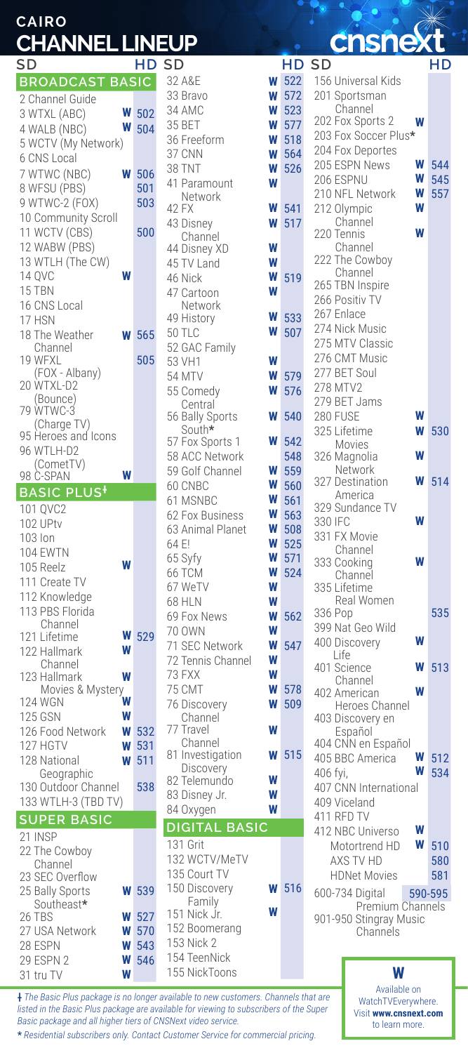# CAIRO CHANNEL LINEUP

cnsnext

## BROADCAST BASIC

| SD | W | HD |
|---|---|---|
| 2 Channel Guide | | |
| 3 WTXL (ABC) | W | 502 |
| 4 WALB (NBC) | W | 504 |
| 5 WCTV (My Network) | | |
| 6 CNS Local | | |
| 7 WTWC (NBC) | W | 506 |
| 8 WFSU (PBS) | | 501 |
| 9 WTWC-2 (FOX) | | 503 |
| 10 Community Scroll | | |
| 11 WCTV (CBS) | | 500 |
| 12 WABW (PBS) | | |
| 13 WTLH (The CW) | | |
| 14 QVC | W | |
| 15 TBN | | |
| 16 CNS Local | | |
| 17 HSN | | |
| 18 The Weather Channel | W | 565 |
| 19 WFXL (FOX - Albany) | | 505 |
| 20 WTXL-D2 (Bounce) | | |
| 79 WTWC-3 (Charge TV) | | |
| 95 Heroes and Icons | | |
| 96 WTLH-D2 (CometTV) | | |
| 98 C-SPAN | W | |

## BASIC PLUS†

| SD | W | HD |
|---|---|---|
| 101 QVC2 | | |
| 102 UPtv | | |
| 103 Ion | | |
| 104 EWTN | | |
| 105 Reelz | W | |
| 111 Create TV | | |
| 112 Knowledge | | |
| 113 PBS Florida Channel | | |
| 121 Lifetime | W | 529 |
| 122 Hallmark Channel | W | |
| 123 Hallmark Movies & Mystery | W | |
| 124 WGN | W | |
| 125 GSN | W | |
| 126 Food Network | W | 532 |
| 127 HGTV | W | 531 |
| 128 National Geographic | W | 511 |
| 130 Outdoor Channel | | 538 |
| 133 WTLH-3 (TBD TV) | | |

## SUPER BASIC

| SD | W | HD |
|---|---|---|
| 21 INSP | | |
| 22 The Cowboy Channel | | |
| 23 SEC Overflow | | |
| 25 Bally Sports Southeast* | W | 539 |
| 26 TBS | W | 527 |
| 27 USA Network | W | 570 |
| 28 ESPN | W | 543 |
| 29 ESPN 2 | W | 546 |
| 31 tru TV | W | |
| 32 A&E | W | 522 |
| 33 Bravo | W | 572 |
| 34 AMC | W | 523 |
| 35 BET | W | 577 |
| 36 Freeform | W | 518 |
| 37 CNN | W | 564 |
| 38 TNT | W | 526 |
| 41 Paramount Network | W | |
| 42 FX | W | 541 |
| 43 Disney Channel | W | 517 |
| 44 Disney XD | W | |
| 45 TV Land | W | |
| 46 Nick | W | 519 |
| 47 Cartoon Network | W | |
| 49 History | W | 533 |
| 50 TLC | W | 507 |
| 52 GAC Family | | |
| 53 VH1 | W | |
| 54 MTV | W | 579 |
| 55 Comedy Central | W | 576 |
| 56 Bally Sports South* | W | 540 |
| 57 Fox Sports 1 | W | 542 |
| 58 ACC Network | | 548 |
| 59 Golf Channel | W | 559 |
| 60 CNBC | W | 560 |
| 61 MSNBC | W | 561 |
| 62 Fox Business | W | 563 |
| 63 Animal Planet | W | 508 |
| 64 E! | W | 525 |
| 65 Syfy | W | 571 |
| 66 TCM | W | 524 |
| 67 WeTV | W | |
| 68 HLN | W | |
| 69 Fox News | W | 562 |
| 70 OWN | W | |
| 71 SEC Network | W | 547 |
| 72 Tennis Channel | W | |
| 73 FXX | W | |
| 75 CMT | W | 578 |
| 76 Discovery Channel | W | 509 |
| 77 Travel Channel | W | |
| 81 Investigation Discovery | W | 515 |
| 82 Telemundo | W | |
| 83 Disney Jr. | W | |
| 84 Oxygen | W | |

## DIGITAL BASIC

| SD | W | HD |
|---|---|---|
| 131 Grit | | |
| 132 WCTV/MeTV | | |
| 135 Court TV | | |
| 150 Discovery Family | W | 516 |
| 151 Nick Jr. | W | |
| 152 Boomerang | | |
| 153 Nick 2 | | |
| 154 TeenNick | | |
| 155 NickToons | | |
| 156 Universal Kids | | |
| 201 Sportsman Channel | | |
| 202 Fox Sports 2 | W | |
| 203 Fox Soccer Plus* | | |
| 204 Fox Deportes | | |
| 205 ESPN News | W | 544 |
| 206 ESPNU | W | 545 |
| 210 NFL Network | W | 557 |
| 212 Olympic Channel | W | |
| 220 Tennis Channel | W | |
| 222 The Cowboy Channel | | |
| 265 TBN Inspire | | |
| 266 Positiv TV | | |
| 267 Enlace | | |
| 274 Nick Music | | |
| 275 MTV Classic | | |
| 276 CMT Music | | |
| 277 BET Soul | | |
| 278 MTV2 | | |
| 279 BET Jams | | |
| 280 FUSE | W | |
| 325 Lifetime Movies | W | 530 |
| 326 Magnolia Network | W | |
| 327 Destination America | W | 514 |
| 329 Sundance TV | | |
| 330 IFC | W | |
| 331 FX Movie Channel | | |
| 333 Cooking Channel | W | |
| 335 Lifetime Real Women | | |
| 336 Pop | | 535 |
| 399 Nat Geo Wild | | |
| 400 Discovery Life | W | |
| 401 Science Channel | W | 513 |
| 402 American Heroes Channel | W | |
| 403 Discovery en Español | | |
| 404 CNN en Español | | |
| 405 BBC America | W | 512 |
| 406 fyi, | W | 534 |
| 407 CNN International | | |
| 409 Viceland | | |
| 411 RFD TV | | |
| 412 NBC Universo | W | |
| Motortrend HD | W | 510 |
| AXS TV HD | | 580 |
| HDNet Movies | | 581 |
| 600-734 Digital Premium Channels | | 590-595 |
| 901-950 Stingray Music Channels | | |

† *The Basic Plus package is no longer available to new customers. Channels that are listed in the Basic Plus package are available for viewing to subscribers of the Super Basic package and all higher tiers of CNSNext video service.*

\* *Residential subscribers only. Contact Customer Service for commercial pricing.*

**W** Available on WatchTVEverywhere. Visit **www.cnsnext.com** to learn more.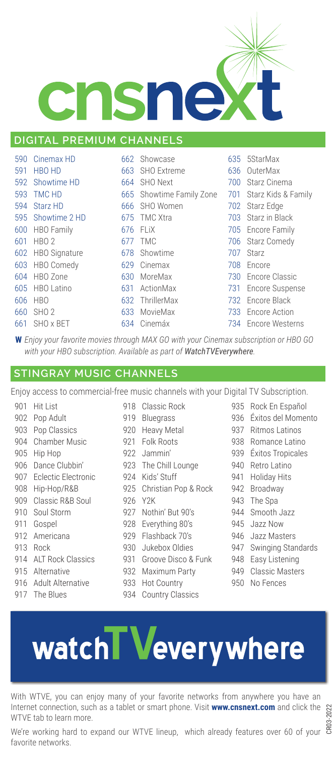# cnsnext

## DIGITAL PREMIUM CHANNELS

590 Cinemax HD
591 HBO HD
592 Showtime HD
593 TMC HD
594 Starz HD
595 Showtime 2 HD
600 HBO Family
601 HBO 2
602 HBO Signature
603 HBO Comedy
604 HBO Zone
605 HBO Latino
606 HBO
660 SHO 2
661 SHO x BET
662 Showcase
663 SHO Extreme
664 SHO Next
665 Showtime Family Zone
666 SHO Women
675 TMC Xtra
676 FLiX
677 TMC
678 Showtime
629 Cinemax
630 MoreMax
631 ActionMax
632 ThrillerMax
633 MovieMax
634 Cinemáx
635 5StarMax
636 OuterMax
700 Starz Cinema
701 Starz Kids & Family
702 Starz Edge
703 Starz in Black
705 Encore Family
706 Starz Comedy
707 Starz
708 Encore
730 Encore Classic
731 Encore Suspense
732 Encore Black
733 Encore Action
734 Encore Westerns

**W** *Enjoy your favorite movies through MAX GO with your Cinemax subscription or HBO GO with your HBO subscription. Available as part of* ***WatchTVEverywhere****.*

## STINGRAY MUSIC CHANNELS

Enjoy access to commercial-free music channels with your Digital TV Subscription.

901 Hit List
902 Pop Adult
903 Pop Classics
904 Chamber Music
905 Hip Hop
906 Dance Clubbin'
907 Eclectic Electronic
908 Hip-Hop/R&B
909 Classic R&B Soul
910 Soul Storm
911 Gospel
912 Americana
913 Rock
914 ALT Rock Classics
915 Alternative
916 Adult Alternative
917 The Blues
918 Classic Rock
919 Bluegrass
920 Heavy Metal
921 Folk Roots
922 Jammin'
923 The Chill Lounge
924 Kids' Stuff
925 Christian Pop & Rock
926 Y2K
927 Nothin' But 90's
928 Everything 80's
929 Flashback 70's
930 Jukebox Oldies
931 Groove Disco & Funk
932 Maximum Party
933 Hot Country
934 Country Classics
935 Rock En Español
936 Éxitos del Momento
937 Ritmos Latinos
938 Romance Latino
939 Éxitos Tropicales
940 Retro Latino
941 Holiday Hits
942 Broadway
943 The Spa
944 Smooth Jazz
945 Jazz Now
946 Jazz Masters
947 Swinging Standards
948 Easy Listening
949 Classic Masters
950 No Fences

# watchTVeverywhere

With WTVE, you can enjoy many of your favorite networks from anywhere you have an Internet connection, such as a tablet or smart phone. Visit **www.cnsnext.com** and click the WTVE tab to learn more.

We're working hard to expand our WTVE lineup, which already features over 60 of your favorite networks.

CR03-2022